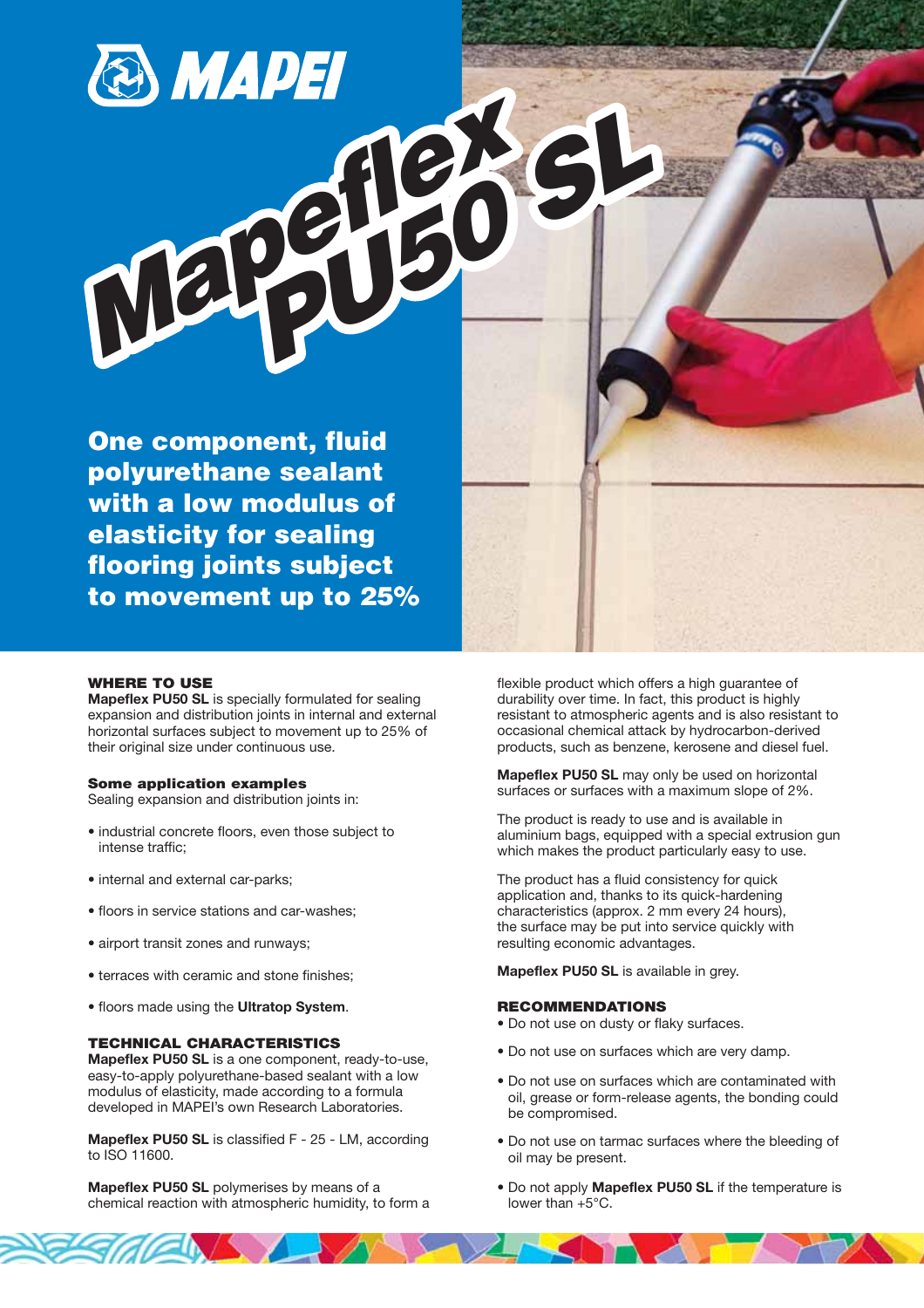# Mapeflex PU50 SL

## One component, fluid polyurethane sealant with a low modulus of elasticity for sealing flooring joints subject to movement up to 25%

### WHERE TO USE

**Mapeflex PU50 SL** is specially formulated for sealing expansion and distribution joints in internal and external horizontal surfaces subject to movement up to 25% of their original size under continuous use.

#### Some application examples

Sealing expansion and distribution joints in:

- industrial concrete floors, even those subject to intense traffic;
- internal and external car-parks;
- floors in service stations and car-washes;
- airport transit zones and runways;
- terraces with ceramic and stone finishes;
- floors made using the **Ultratop System**.

### TECHNICAL CHARACTERISTICS

**Mapeflex PU50 SL** is a one component, ready-to-use, easy-to-apply polyurethane-based sealant with a low modulus of elasticity, made according to a formula developed in MAPEI's own Research Laboratories.

**Mapeflex PU50 SL** is classified F - 25 - LM, according to ISO 11600.

**Mapeflex PU50 SL** polymerises by means of a chemical reaction with atmospheric humidity, to form a flexible product which offers a high guarantee of durability over time. In fact, this product is highly resistant to atmospheric agents and is also resistant to occasional chemical attack by hydrocarbon-derived products, such as benzene, kerosene and diesel fuel.

**Mapeflex PU50 SL** may only be used on horizontal surfaces or surfaces with a maximum slope of 2%.

The product is ready to use and is available in aluminium bags, equipped with a special extrusion gun which makes the product particularly easy to use.

The product has a fluid consistency for quick application and, thanks to its quick-hardening characteristics (approx. 2 mm every 24 hours), the surface may be put into service quickly with resulting economic advantages.

**Mapeflex PU50 SL** is available in grey.

### RECOMMENDATIONS

- Do not use on dusty or flaky surfaces.
- Do not use on surfaces which are very damp.
- Do not use on surfaces which are contaminated with oil, grease or form-release agents, the bonding could be compromised.
- Do not use on tarmac surfaces where the bleeding of oil may be present.
- Do not apply **Mapeflex PU50 SL** if the temperature is lower than +5°C.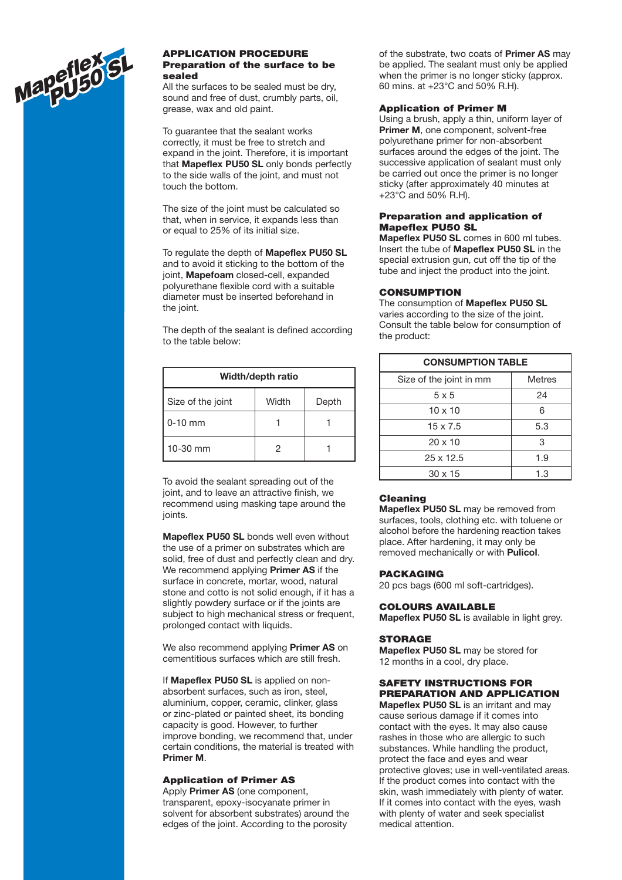## APPLICATION PROCEDURE

### Preparation of the surface to be sealed

All the surfaces to be sealed must be dry, sound and free of dust, crumbly parts, oil, grease, wax and old paint.

To guarantee that the sealant works correctly, it must be free to stretch and expand in the joint. Therefore, it is important that **Mapeflex PU50 SL** only bonds perfectly to the side walls of the joint, and must not touch the bottom.

The size of the joint must be calculated so that, when in service, it expands less than or equal to 25% of its initial size.

To regulate the depth of **Mapeflex PU50 SL** and to avoid it sticking to the bottom of the joint, **Mapefoam** closed-cell, expanded polyurethane flexible cord with a suitable diameter must be inserted beforehand in the joint.

The depth of the sealant is defined according to the table below:

| Width/depth ratio | | |
|---|---|---|
| Size of the joint | Width | Depth |
| 0-10 mm | 1 | 1 |
| 10-30 mm | 2 | 1 |

To avoid the sealant spreading out of the joint, and to leave an attractive finish, we recommend using masking tape around the joints.

**Mapeflex PU50 SL** bonds well even without the use of a primer on substrates which are solid, free of dust and perfectly clean and dry. We recommend applying **Primer AS** if the surface in concrete, mortar, wood, natural stone and cotto is not solid enough, if it has a slightly powdery surface or if the joints are subject to high mechanical stress or frequent, prolonged contact with liquids.

We also recommend applying **Primer AS** on cementitious surfaces which are still fresh.

If **Mapeflex PU50 SL** is applied on non-absorbent surfaces, such as iron, steel, aluminium, copper, ceramic, clinker, glass or zinc-plated or painted sheet, its bonding capacity is good. However, to further improve bonding, we recommend that, under certain conditions, the material is treated with **Primer M**.

### Application of Primer AS

Apply **Primer AS** (one component, transparent, epoxy-isocyanate primer in solvent for absorbent substrates) around the edges of the joint. According to the porosity of the substrate, two coats of **Primer AS** may be applied. The sealant must only be applied when the primer is no longer sticky (approx. 60 mins. at +23°C and 50% R.H).

### Application of Primer M

Using a brush, apply a thin, uniform layer of **Primer M**, one component, solvent-free polyurethane primer for non-absorbent surfaces around the edges of the joint. The successive application of sealant must only be carried out once the primer is no longer sticky (after approximately 40 minutes at +23°C and 50% R.H).

### Preparation and application of Mapeflex PU50 SL

**Mapeflex PU50 SL** comes in 600 ml tubes. Insert the tube of **Mapeflex PU50 SL** in the special extrusion gun, cut off the tip of the tube and inject the product into the joint.

## CONSUMPTION

The consumption of **Mapeflex PU50 SL** varies according to the size of the joint. Consult the table below for consumption of the product:

| CONSUMPTION TABLE | |
|---|---|
| Size of the joint in mm | Metres |
| 5 x 5 | 24 |
| 10 x 10 | 6 |
| 15 x 7.5 | 5.3 |
| 20 x 10 | 3 |
| 25 x 12.5 | 1.9 |
| 30 x 15 | 1.3 |

### Cleaning

**Mapeflex PU50 SL** may be removed from surfaces, tools, clothing etc. with toluene or alcohol before the hardening reaction takes place. After hardening, it may only be removed mechanically or with **Pulicol**.

## PACKAGING

20 pcs bags (600 ml soft-cartridges).

## COLOURS AVAILABLE

**Mapeflex PU50 SL** is available in light grey.

## STORAGE

**Mapeflex PU50 SL** may be stored for 12 months in a cool, dry place.

## SAFETY INSTRUCTIONS FOR PREPARATION AND APPLICATION

**Mapeflex PU50 SL** is an irritant and may cause serious damage if it comes into contact with the eyes. It may also cause rashes in those who are allergic to such substances. While handling the product, protect the face and eyes and wear protective gloves; use in well-ventilated areas. If the product comes into contact with the skin, wash immediately with plenty of water. If it comes into contact with the eyes, wash with plenty of water and seek specialist medical attention.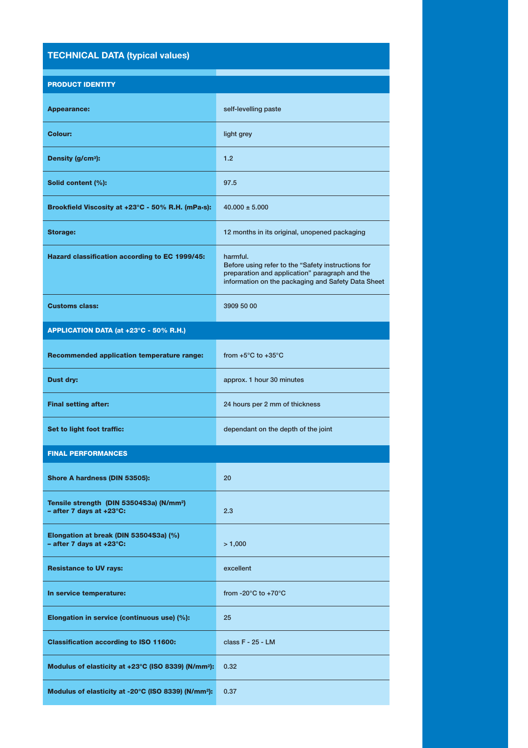## TECHNICAL DATA (typical values)

| PRODUCT IDENTITY | |
|---|---|
| **Appearance:** | self-levelling paste |
| **Colour:** | light grey |
| **Density (g/cm³):** | 1.2 |
| **Solid content (%):** | 97.5 |
| **Brookfield Viscosity at +23°C - 50% R.H. (mPa·s):** | 40.000 ± 5.000 |
| **Storage:** | 12 months in its original, unopened packaging |
| **Hazard classification according to EC 1999/45:** | harmful. Before using refer to the "Safety instructions for preparation and application" paragraph and the information on the packaging and Safety Data Sheet |
| **Customs class:** | 3909 50 00 |
| **APPLICATION DATA (at +23°C - 50% R.H.)** | |
| **Recommended application temperature range:** | from +5°C to +35°C |
| **Dust dry:** | approx. 1 hour 30 minutes |
| **Final setting after:** | 24 hours per 2 mm of thickness |
| **Set to light foot traffic:** | dependant on the depth of the joint |
| **FINAL PERFORMANCES** | |
| **Shore A hardness (DIN 53505):** | 20 |
| **Tensile strength (DIN 53504S3a) (N/mm²) – after 7 days at +23°C:** | 2.3 |
| **Elongation at break (DIN 53504S3a) (%) – after 7 days at +23°C:** | > 1,000 |
| **Resistance to UV rays:** | excellent |
| **In service temperature:** | from -20°C to +70°C |
| **Elongation in service (continuous use) (%):** | 25 |
| **Classification according to ISO 11600:** | class F - 25 - LM |
| **Modulus of elasticity at +23°C (ISO 8339) (N/mm²):** | 0.32 |
| **Modulus of elasticity at -20°C (ISO 8339) (N/mm²):** | 0.37 |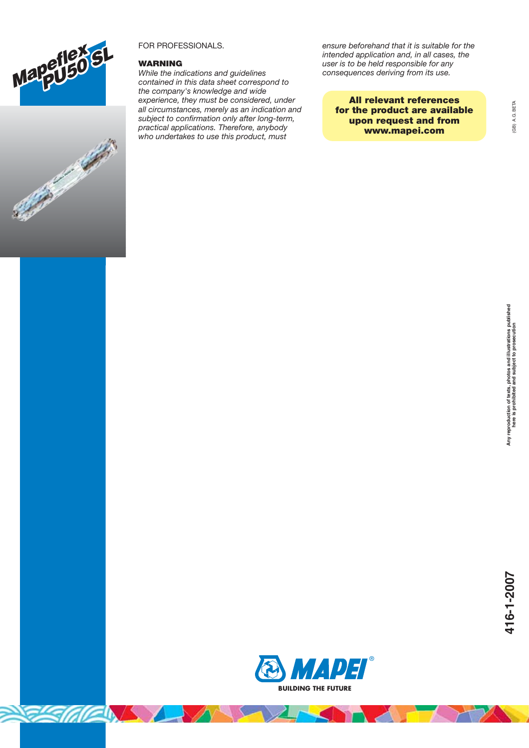Mapeflex PU50 SL

FOR PROFESSIONALS.

**WARNING**

*While the indications and guidelines contained in this data sheet correspond to the company's knowledge and wide experience, they must be considered, under all circumstances, merely as an indication and subject to confirmation only after long-term, practical applications. Therefore, anybody who undertakes to use this product, must ensure beforehand that it is suitable for the intended application and, in all cases, the user is to be held responsible for any consequences deriving from its use.*

**All relevant references for the product are available upon request and from www.mapei.com**

(GB) A.G. BETA

Any reproduction of texts, photos and illustrations published here is prohibited and subject to prosecution

416-1-2007

MAPEI®
BUILDING THE FUTURE